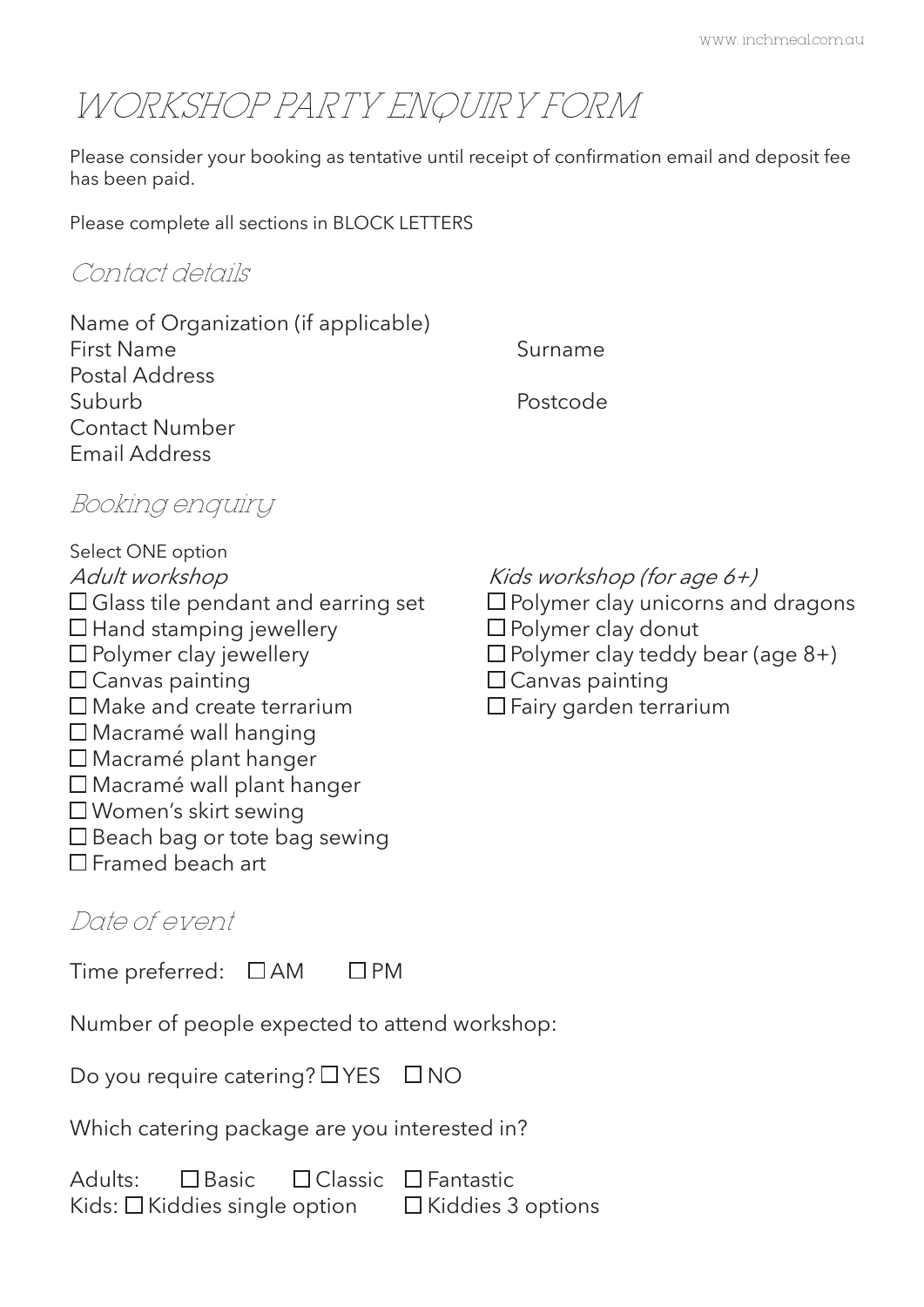# WORKSHOP PARTY ENQUIRY FORM

Please consider your booking as tentative until receipt of confirmation email and deposit fee has been paid.

Please complete all sections in BLOCK LETTERS

## Contact details

Name of Organization (if applicable)

First Name

Surname

Postal Address

Suburb

Postcode

Contact Number

Email Address

## Booking enquiry

Select ONE option

*Adult workshop*

- ☐ Glass tile pendant and earring set
- ☐ Hand stamping jewellery
- ☐ Polymer clay jewellery
- ☐ Canvas painting
- ☐ Make and create terrarium
- ☐ Macramé wall hanging
- ☐ Macramé plant hanger
- ☐ Macramé wall plant hanger
- ☐ Women's skirt sewing
- ☐ Beach bag or tote bag sewing
- ☐ Framed beach art

*Kids workshop (for age 6+)*

- ☐ Polymer clay unicorns and dragons
- ☐ Polymer clay donut
- ☐ Polymer clay teddy bear (age 8+)
- ☐ Canvas painting
- ☐ Fairy garden terrarium

## Date of event

Time preferred: ☐ AM ☐ PM

Number of people expected to attend workshop:

Do you require catering? ☐ YES ☐ NO

Which catering package are you interested in?

Adults: ☐ Basic ☐ Classic ☐ Fantastic

Kids: ☐ Kiddies single option ☐ Kiddies 3 options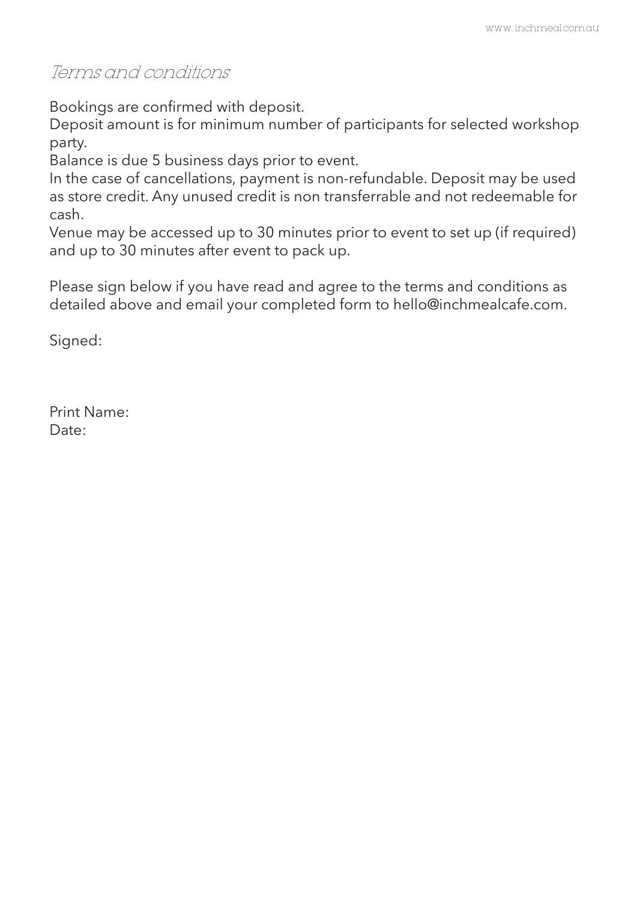## *Terms and conditions*

Bookings are confirmed with deposit.
Deposit amount is for minimum number of participants for selected workshop party.
Balance is due 5 business days prior to event.
In the case of cancellations, payment is non-refundable. Deposit may be used as store credit. Any unused credit is non transferrable and not redeemable for cash.
Venue may be accessed up to 30 minutes prior to event to set up (if required) and up to 30 minutes after event to pack up.

Please sign below if you have read and agree to the terms and conditions as detailed above and email your completed form to hello@inchmealcafe.com.

Signed:

Print Name:
Date: